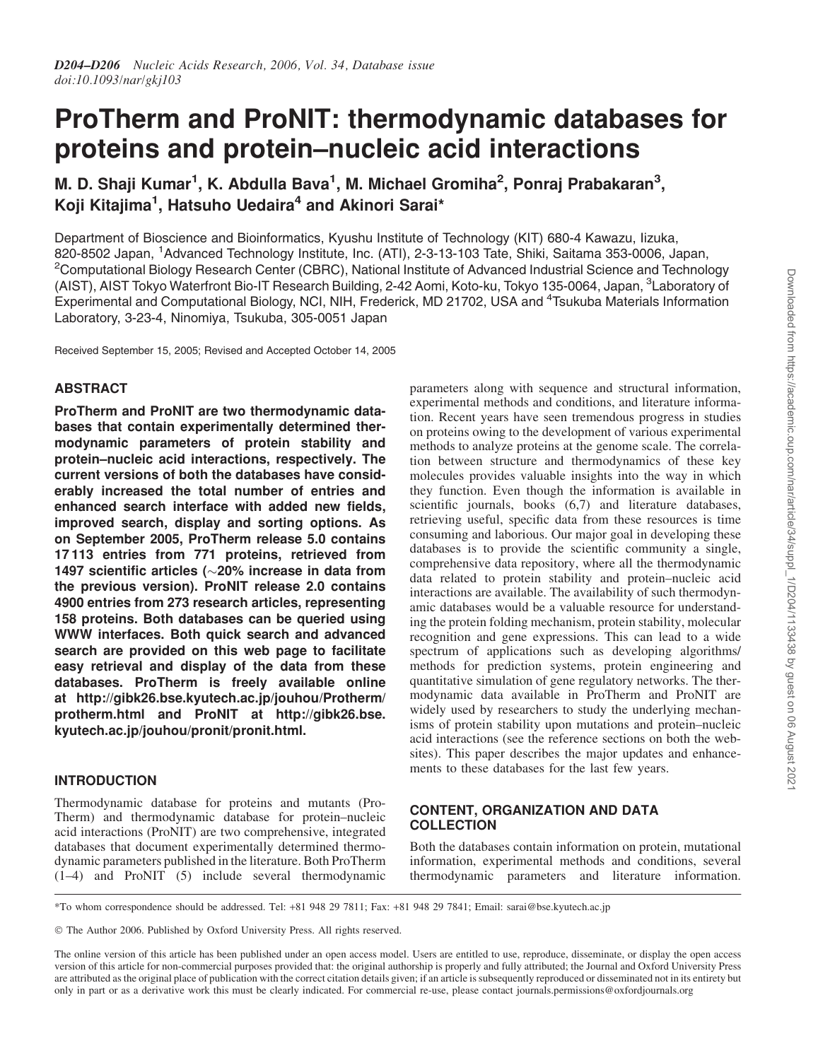# ProTherm and ProNIT: thermodynamic databases for proteins and protein–nucleic acid interactions

**M. D. Shaji Kumar[1], K. Abdulla Bava[1], M. Michael Gromiha[2], Ponraj Prabakaran[3], Koji Kitajima[1], Hatsuho Uedaira[4] and Akinori Sarai***

Department of Bioscience and Bioinformatics, Kyushu Institute of Technology (KIT) 680-4 Kawazu, Iizuka, 820-8502 Japan, [1]Advanced Technology Institute, Inc. (ATI), 2-3-13-103 Tate, Shiki, Saitama 353-0006, Japan, [2]Computational Biology Research Center (CBRC), National Institute of Advanced Industrial Science and Technology (AIST), AIST Tokyo Waterfront Bio-IT Research Building, 2-42 Aomi, Koto-ku, Tokyo 135-0064, Japan, [3]Laboratory of Experimental and Computational Biology, NCI, NIH, Frederick, MD 21702, USA and [4]Tsukuba Materials Information Laboratory, 3-23-4, Ninomiya, Tsukuba, 305-0051 Japan

Received September 15, 2005; Revised and Accepted October 14, 2005

## ABSTRACT

**ProTherm and ProNIT are two thermodynamic databases that contain experimentally determined thermodynamic parameters of protein stability and protein–nucleic acid interactions, respectively. The current versions of both the databases have considerably increased the total number of entries and enhanced search interface with added new fields, improved search, display and sorting options. As on September 2005, ProTherm release 5.0 contains 17 113 entries from 771 proteins, retrieved from 1497 scientific articles (~20% increase in data from the previous version). ProNIT release 2.0 contains 4900 entries from 273 research articles, representing 158 proteins. Both databases can be queried using WWW interfaces. Both quick search and advanced search are provided on this web page to facilitate easy retrieval and display of the data from these databases. ProTherm is freely available online at http://gibk26.bse.kyutech.ac.jp/jouhou/Protherm/protherm.html and ProNIT at http://gibk26.bse.kyutech.ac.jp/jouhou/pronit/pronit.html.**

## INTRODUCTION

Thermodynamic database for proteins and mutants (ProTherm) and thermodynamic database for protein–nucleic acid interactions (ProNIT) are two comprehensive, integrated databases that document experimentally determined thermodynamic parameters published in the literature. Both ProTherm (1–4) and ProNIT (5) include several thermodynamic parameters along with sequence and structural information, experimental methods and conditions, and literature information. Recent years have seen tremendous progress in studies on proteins owing to the development of various experimental methods to analyze proteins at the genome scale. The correlation between structure and thermodynamics of these key molecules provides valuable insights into the way in which they function. Even though the information is available in scientific journals, books (6,7) and literature databases, retrieving useful, specific data from these resources is time consuming and laborious. Our major goal in developing these databases is to provide the scientific community a single, comprehensive data repository, where all the thermodynamic data related to protein stability and protein–nucleic acid interactions are available. The availability of such thermodynamic databases would be a valuable resource for understanding the protein folding mechanism, protein stability, molecular recognition and gene expressions. This can lead to a wide spectrum of applications such as developing algorithms/methods for prediction systems, protein engineering and quantitative simulation of gene regulatory networks. The thermodynamic data available in ProTherm and ProNIT are widely used by researchers to study the underlying mechanisms of protein stability upon mutations and protein–nucleic acid interactions (see the reference sections on both the websites). This paper describes the major updates and enhancements to these databases for the last few years.

## CONTENT, ORGANIZATION AND DATA COLLECTION

Both the databases contain information on protein, mutational information, experimental methods and conditions, several thermodynamic parameters and literature information.

*To whom correspondence should be addressed. Tel: +81 948 29 7811; Fax: +81 948 29 7841; Email: sarai@bse.kyutech.ac.jp

© The Author 2006. Published by Oxford University Press. All rights reserved.

The online version of this article has been published under an open access model. Users are entitled to use, reproduce, disseminate, or display the open access version of this article for non-commercial purposes provided that: the original authorship is properly and fully attributed; the Journal and Oxford University Press are attributed as the original place of publication with the correct citation details given; if an article is subsequently reproduced or disseminated not in its entirety but only in part or as a derivative work this must be clearly indicated. For commercial re-use, please contact journals.permissions@oxfordjournals.org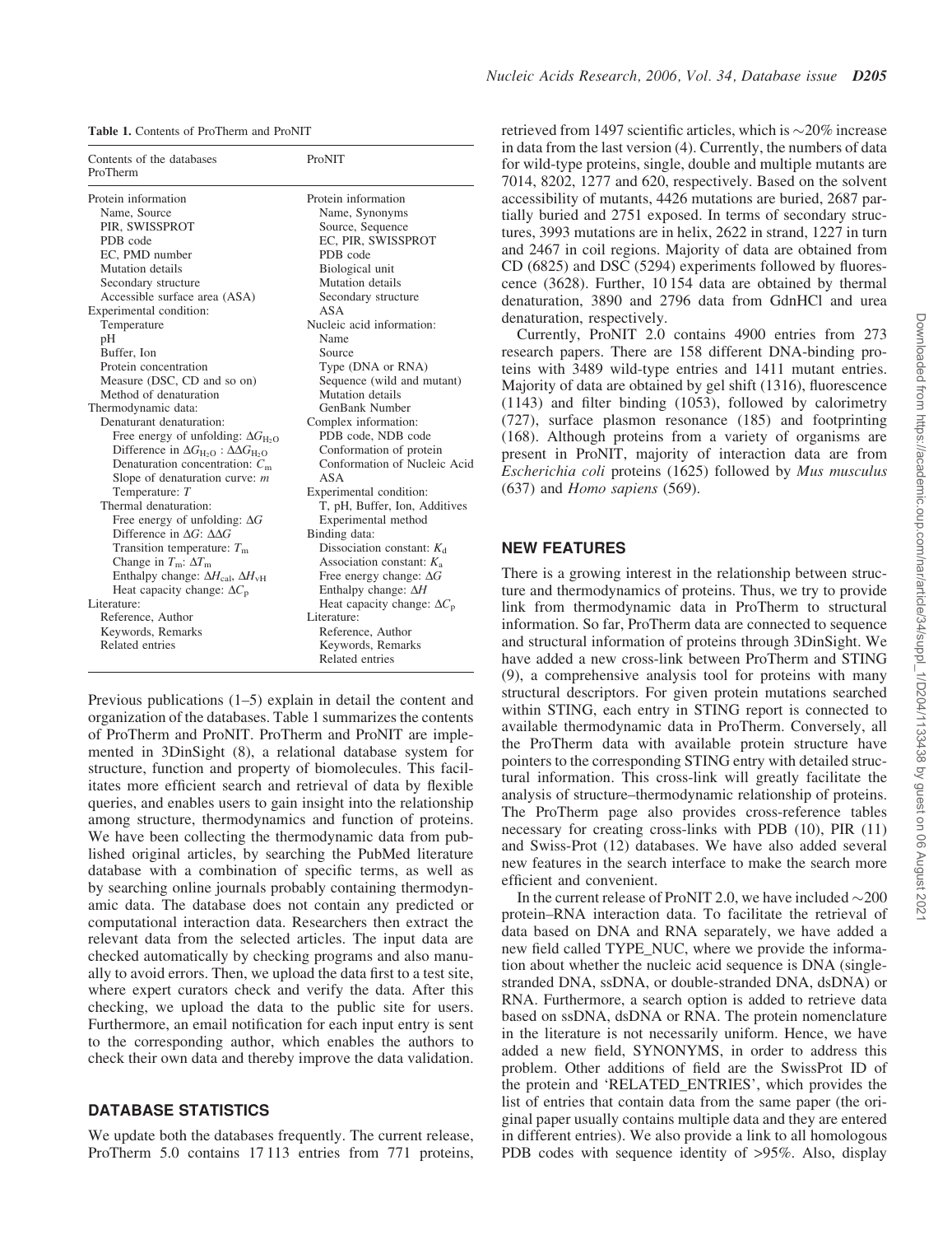**Table 1.** Contents of ProTherm and ProNIT

| Contents of the databases ProTherm | ProNIT |
|---|---|
| Protein information | Protein information |
| Name, Source | Name, Synonyms |
| PIR, SWISSPROT | Source, Sequence |
| PDB code | EC, PIR, SWISSPROT |
| EC, PMD number | PDB code |
| Mutation details | Biological unit |
| Secondary structure | Mutation details |
| Accessible surface area (ASA) | Secondary structure |
| Experimental condition: | ASA |
| Temperature | Nucleic acid information: |
| pH | Name |
| Buffer, Ion | Source |
| Protein concentration | Type (DNA or RNA) |
| Measure (DSC, CD and so on) | Sequence (wild and mutant) |
| Method of denaturation | Mutation details |
| Thermodynamic data: | GenBank Number |
| Denaturant denaturation: | Complex information: |
| Free energy of unfolding: $\Delta G_{H_2O}$ | PDB code, NDB code |
| Difference in $\Delta G_{H_2O}$ : $\Delta\Delta G_{H_2O}$ | Conformation of protein |
| Denaturation concentration: $C_m$ | Conformation of Nucleic Acid |
| Slope of denaturation curve: $m$ | ASA |
| Temperature: $T$ | Experimental condition: |
| Thermal denaturation: | T, pH, Buffer, Ion, Additives |
| Free energy of unfolding: $\Delta G$ | Experimental method |
| Difference in $\Delta G$: $\Delta\Delta G$ | Binding data: |
| Transition temperature: $T_m$ | Dissociation constant: $K_d$ |
| Change in $T_m$: $\Delta T_m$ | Association constant: $K_a$ |
| Enthalpy change: $\Delta H_{cal}$, $\Delta H_{vH}$ | Free energy change: $\Delta G$ |
| Heat capacity change: $\Delta C_p$ | Enthalpy change: $\Delta H$ |
| Literature: | Heat capacity change: $\Delta C_p$ |
| Reference, Author | Literature: |
| Keywords, Remarks | Reference, Author |
| Related entries | Keywords, Remarks |
| | Related entries |

Previous publications (1–5) explain in detail the content and organization of the databases. Table 1 summarizes the contents of ProTherm and ProNIT. ProTherm and ProNIT are implemented in 3DinSight (8), a relational database system for structure, function and property of biomolecules. This facilitates more efficient search and retrieval of data by flexible queries, and enables users to gain insight into the relationship among structure, thermodynamics and function of proteins. We have been collecting the thermodynamic data from published original articles, by searching the PubMed literature database with a combination of specific terms, as well as by searching online journals probably containing thermodynamic data. The database does not contain any predicted or computational interaction data. Researchers then extract the relevant data from the selected articles. The input data are checked automatically by checking programs and also manually to avoid errors. Then, we upload the data first to a test site, where expert curators check and verify the data. After this checking, we upload the data to the public site for users. Furthermore, an email notification for each input entry is sent to the corresponding author, which enables the authors to check their own data and thereby improve the data validation.

## DATABASE STATISTICS

We update both the databases frequently. The current release, ProTherm 5.0 contains 17 113 entries from 771 proteins, retrieved from 1497 scientific articles, which is ~20% increase in data from the last version (4). Currently, the numbers of data for wild-type proteins, single, double and multiple mutants are 7014, 8202, 1277 and 620, respectively. Based on the solvent accessibility of mutants, 4426 mutations are buried, 2687 partially buried and 2751 exposed. In terms of secondary structures, 3993 mutations are in helix, 2622 in strand, 1227 in turn and 2467 in coil regions. Majority of data are obtained from CD (6825) and DSC (5294) experiments followed by fluorescence (3628). Further, 10 154 data are obtained by thermal denaturation, 3890 and 2796 data from GdnHCl and urea denaturation, respectively.

Currently, ProNIT 2.0 contains 4900 entries from 273 research papers. There are 158 different DNA-binding proteins with 3489 wild-type entries and 1411 mutant entries. Majority of data are obtained by gel shift (1316), fluorescence (1143) and filter binding (1053), followed by calorimetry (727), surface plasmon resonance (185) and footprinting (168). Although proteins from a variety of organisms are present in ProNIT, majority of interaction data are from *Escherichia coli* proteins (1625) followed by *Mus musculus* (637) and *Homo sapiens* (569).

## NEW FEATURES

There is a growing interest in the relationship between structure and thermodynamics of proteins. Thus, we try to provide link from thermodynamic data in ProTherm to structural information. So far, ProTherm data are connected to sequence and structural information of proteins through 3DinSight. We have added a new cross-link between ProTherm and STING (9), a comprehensive analysis tool for proteins with many structural descriptors. For given protein mutations searched within STING, each entry in STING report is connected to available thermodynamic data in ProTherm. Conversely, all the ProTherm data with available protein structure have pointers to the corresponding STING entry with detailed structural information. This cross-link will greatly facilitate the analysis of structure–thermodynamic relationship of proteins. The ProTherm page also provides cross-reference tables necessary for creating cross-links with PDB (10), PIR (11) and Swiss-Prot (12) databases. We have also added several new features in the search interface to make the search more efficient and convenient.

In the current release of ProNIT 2.0, we have included ~200 protein–RNA interaction data. To facilitate the retrieval of data based on DNA and RNA separately, we have added a new field called TYPE_NUC, where we provide the information about whether the nucleic acid sequence is DNA (single-stranded DNA, ssDNA, or double-stranded DNA, dsDNA) or RNA. Furthermore, a search option is added to retrieve data based on ssDNA, dsDNA or RNA. The protein nomenclature in the literature is not necessarily uniform. Hence, we have added a new field, SYNONYMS, in order to address this problem. Other additions of field are the SwissProt ID of the protein and 'RELATED_ENTRIES', which provides the list of entries that contain data from the same paper (the original paper usually contains multiple data and they are entered in different entries). We also provide a link to all homologous PDB codes with sequence identity of >95%. Also, display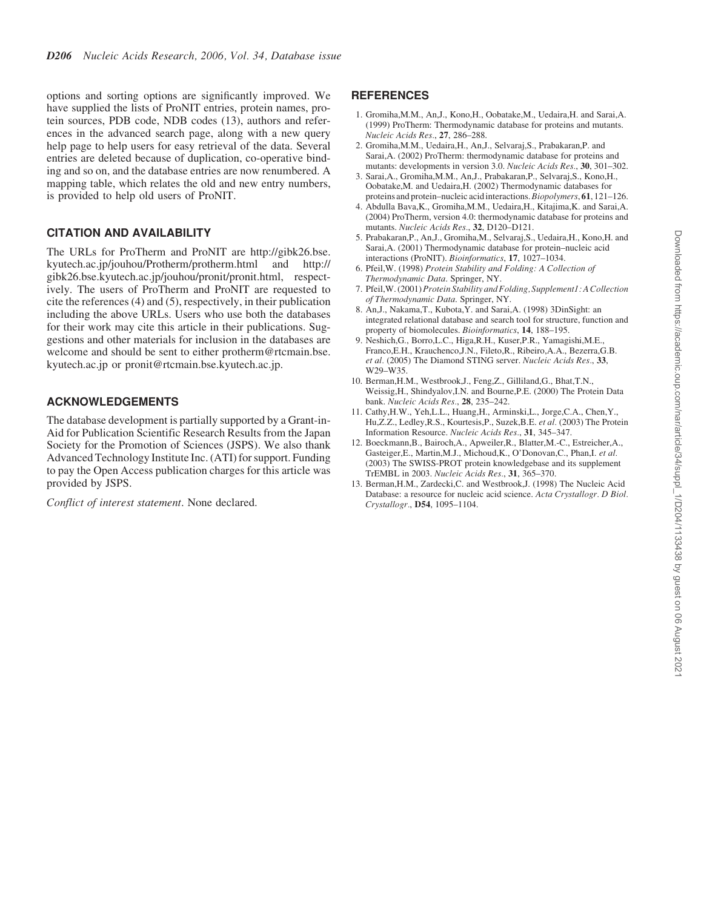options and sorting options are significantly improved. We have supplied the lists of ProNIT entries, protein names, protein sources, PDB code, NDB codes (13), authors and references in the advanced search page, along with a new query help page to help users for easy retrieval of the data. Several entries are deleted because of duplication, co-operative binding and so on, and the database entries are now renumbered. A mapping table, which relates the old and new entry numbers, is provided to help old users of ProNIT.

## CITATION AND AVAILABILITY

The URLs for ProTherm and ProNIT are http://gibk26.bse.kyutech.ac.jp/jouhou/Protherm/protherm.html and http://gibk26.bse.kyutech.ac.jp/jouhou/pronit/pronit.html, respectively. The users of ProTherm and ProNIT are requested to cite the references (4) and (5), respectively, in their publication including the above URLs. Users who use both the databases for their work may cite this article in their publications. Suggestions and other materials for inclusion in the databases are welcome and should be sent to either protherm@rtcmain.bse.kyutech.ac.jp or pronit@rtcmain.bse.kyutech.ac.jp.

## ACKNOWLEDGEMENTS

The database development is partially supported by a Grant-in-Aid for Publication Scientific Research Results from the Japan Society for the Promotion of Sciences (JSPS). We also thank Advanced Technology Institute Inc. (ATI) for support. Funding to pay the Open Access publication charges for this article was provided by JSPS.

*Conflict of interest statement*. None declared.

## REFERENCES

1. Gromiha,M.M., An,J., Kono,H., Oobatake,M., Uedaira,H. and Sarai,A. (1999) ProTherm: Thermodynamic database for proteins and mutants. *Nucleic Acids Res.*, **27**, 286–288.
2. Gromiha,M.M., Uedaira,H., An,J., Selvaraj,S., Prabakaran,P. and Sarai,A. (2002) ProTherm: thermodynamic database for proteins and mutants: developments in version 3.0. *Nucleic Acids Res.*, **30**, 301–302.
3. Sarai,A., Gromiha,M.M., An,J., Prabakaran,P., Selvaraj,S., Kono,H., Oobatake,M. and Uedaira,H. (2002) Thermodynamic databases for proteins and protein–nucleic acid interactions. *Biopolymers*, **61**, 121–126.
4. Abdulla Bava,K., Gromiha,M.M., Uedaira,H., Kitajima,K. and Sarai,A. (2004) ProTherm, version 4.0: thermodynamic database for proteins and mutants. *Nucleic Acids Res.*, **32**, D120–D121.
5. Prabakaran,P., An,J., Gromiha,M., Selvaraj,S., Uedaira,H., Kono,H. and Sarai,A. (2001) Thermodynamic database for protein–nucleic acid interactions (ProNIT). *Bioinformatics*, **17**, 1027–1034.
6. Pfeil,W. (1998) *Protein Stability and Folding: A Collection of Thermodynamic Data*. Springer, NY.
7. Pfeil,W. (2001) *Protein Stability and Folding, Supplement1: A Collection of Thermodynamic Data.* Springer, NY.
8. An,J., Nakama,T., Kubota,Y. and Sarai,A. (1998) 3DinSight: an integrated relational database and search tool for structure, function and property of biomolecules. *Bioinformatics*, **14**, 188–195.
9. Neshich,G., Borro,L.C., Higa,R.H., Kuser,P.R., Yamagishi,M.E., Franco,E.H., Krauchenco,J.N., Fileto,R., Ribeiro,A.A., Bezerra,G.B. *et al.* (2005) The Diamond STING server. *Nucleic Acids Res.*, **33**, W29–W35.
10. Berman,H.M., Westbrook,J., Feng,Z., Gilliland,G., Bhat,T.N., Weissig,H., Shindyalov,I.N. and Bourne,P.E. (2000) The Protein Data bank. *Nucleic Acids Res.*, **28**, 235–242.
11. Cathy,H.W., Yeh,L.L., Huang,H., Arminski,L., Jorge,C.A., Chen,Y., Hu,Z.Z., Ledley,R.S., Kourtesis,P., Suzek,B.E. *et al.* (2003) The Protein Information Resource. *Nucleic Acids Res.*, **31**, 345–347.
12. Boeckmann,B., Bairoch,A., Apweiler,R., Blatter,M.-C., Estreicher,A., Gasteiger,E., Martin,M.J., Michoud,K., O'Donovan,C., Phan,I. *et al.* (2003) The SWISS-PROT protein knowledgebase and its supplement TrEMBL in 2003. *Nucleic Acids Res.*, **31**, 365–370.
13. Berman,H.M., Zardecki,C. and Westbrook,J. (1998) The Nucleic Acid Database: a resource for nucleic acid science. *Acta Crystallogr. D Biol. Crystallogr.*, **D54**, 1095–1104.